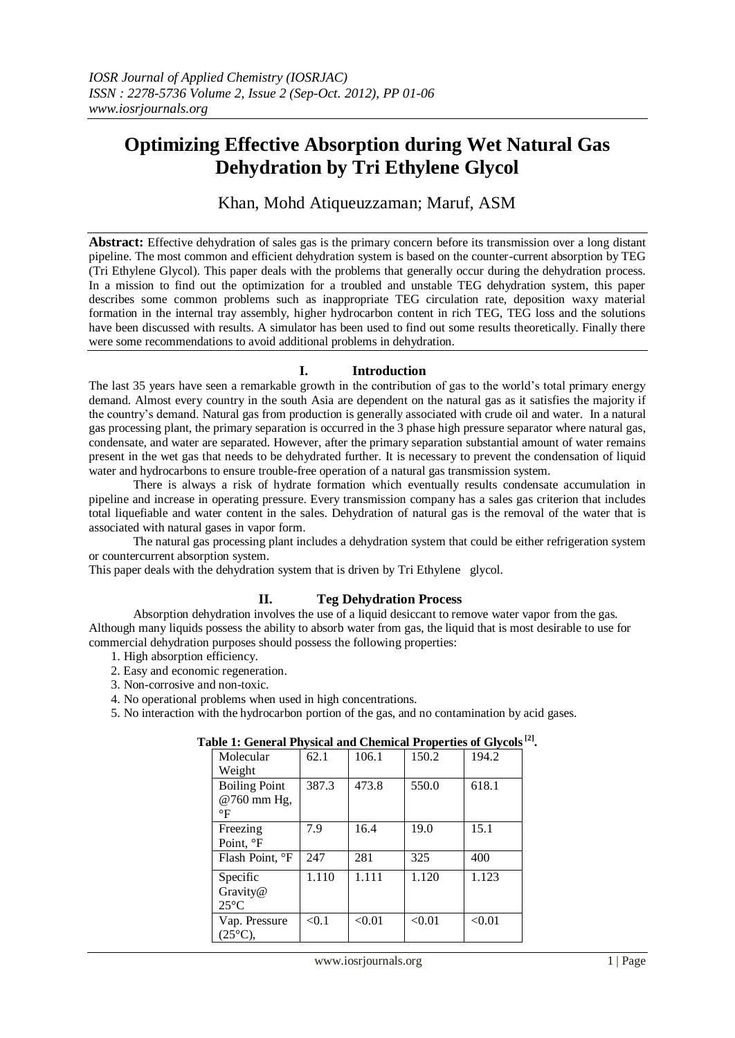# Optimizing Effective Absorption during Wet Natural Gas Dehydration by Tri Ethylene Glycol

Khan, Mohd Atiqueuzzaman; Maruf, ASM

**Abstract:** Effective dehydration of sales gas is the primary concern before its transmission over a long distant pipeline. The most common and efficient dehydration system is based on the counter-current absorption by TEG (Tri Ethylene Glycol). This paper deals with the problems that generally occur during the dehydration process. In a mission to find out the optimization for a troubled and unstable TEG dehydration system, this paper describes some common problems such as inappropriate TEG circulation rate, deposition waxy material formation in the internal tray assembly, higher hydrocarbon content in rich TEG, TEG loss and the solutions have been discussed with results. A simulator has been used to find out some results theoretically. Finally there were some recommendations to avoid additional problems in dehydration.

## I. Introduction

The last 35 years have seen a remarkable growth in the contribution of gas to the world's total primary energy demand. Almost every country in the south Asia are dependent on the natural gas as it satisfies the majority if the country's demand. Natural gas from production is generally associated with crude oil and water. In a natural gas processing plant, the primary separation is occurred in the 3 phase high pressure separator where natural gas, condensate, and water are separated. However, after the primary separation substantial amount of water remains present in the wet gas that needs to be dehydrated further. It is necessary to prevent the condensation of liquid water and hydrocarbons to ensure trouble-free operation of a natural gas transmission system.

There is always a risk of hydrate formation which eventually results condensate accumulation in pipeline and increase in operating pressure. Every transmission company has a sales gas criterion that includes total liquefiable and water content in the sales. Dehydration of natural gas is the removal of the water that is associated with natural gases in vapor form.

The natural gas processing plant includes a dehydration system that could be either refrigeration system or countercurrent absorption system.

This paper deals with the dehydration system that is driven by Tri Ethylene glycol.

## II. Teg Dehydration Process

Absorption dehydration involves the use of a liquid desiccant to remove water vapor from the gas. Although many liquids possess the ability to absorb water from gas, the liquid that is most desirable to use for commercial dehydration purposes should possess the following properties:

1. High absorption efficiency.
2. Easy and economic regeneration.
3. Non-corrosive and non-toxic.
4. No operational problems when used in high concentrations.
5. No interaction with the hydrocarbon portion of the gas, and no contamination by acid gases.

**Table 1: General Physical and Chemical Properties of Glycols [2].**

| Molecular Weight | 62.1 | 106.1 | 150.2 | 194.2 |
|---|---|---|---|---|
| Boiling Point @760 mm Hg, °F | 387.3 | 473.8 | 550.0 | 618.1 |
| Freezing Point, °F | 7.9 | 16.4 | 19.0 | 15.1 |
| Flash Point, °F | 247 | 281 | 325 | 400 |
| Specific Gravity@ 25°C | 1.110 | 1.111 | 1.120 | 1.123 |
| Vap. Pressure (25°C), | <0.1 | <0.01 | <0.01 | <0.01 |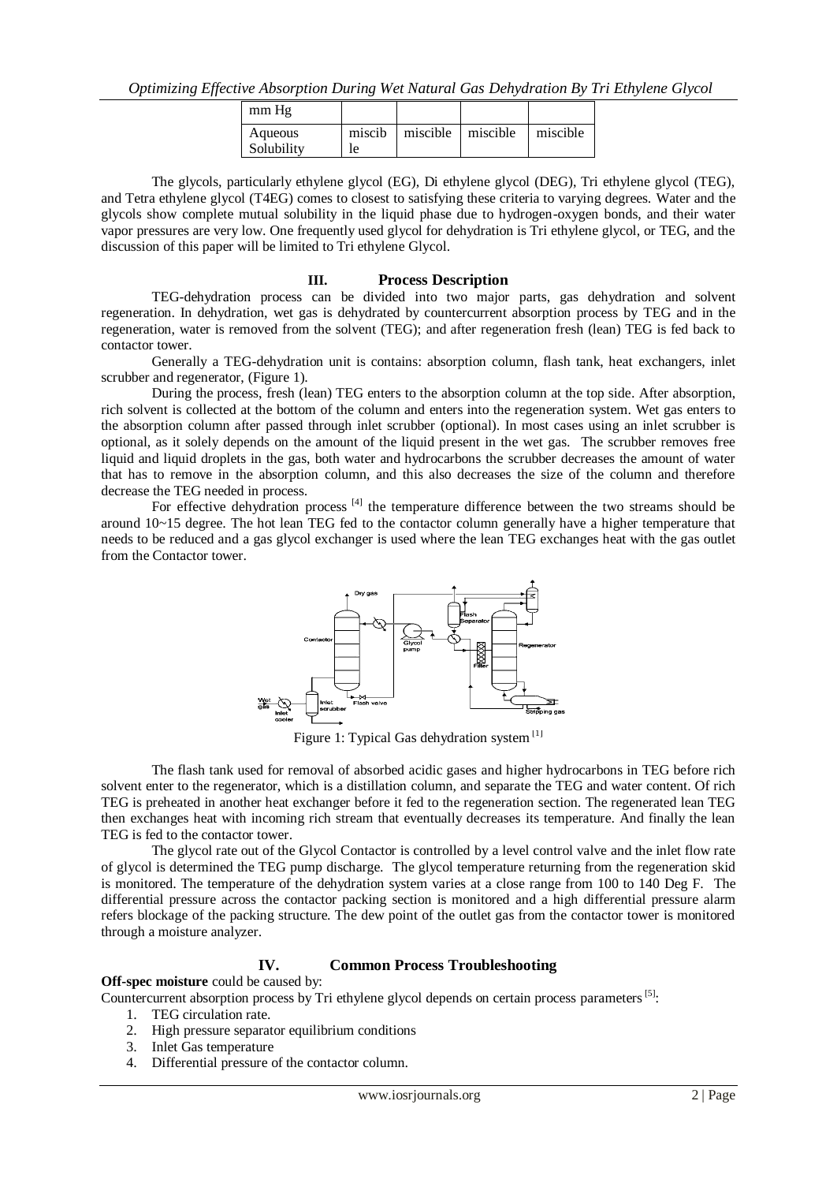| mm Hg | | | | |
|---|---|---|---|---|
| Aqueous Solubility | miscible | miscible | miscible | miscible |

The glycols, particularly ethylene glycol (EG), Di ethylene glycol (DEG), Tri ethylene glycol (TEG), and Tetra ethylene glycol (T4EG) comes to closest to satisfying these criteria to varying degrees. Water and the glycols show complete mutual solubility in the liquid phase due to hydrogen-oxygen bonds, and their water vapor pressures are very low. One frequently used glycol for dehydration is Tri ethylene glycol, or TEG, and the discussion of this paper will be limited to Tri ethylene Glycol.

## III. Process Description

TEG-dehydration process can be divided into two major parts, gas dehydration and solvent regeneration. In dehydration, wet gas is dehydrated by countercurrent absorption process by TEG and in the regeneration, water is removed from the solvent (TEG); and after regeneration fresh (lean) TEG is fed back to contactor tower.

Generally a TEG-dehydration unit is contains: absorption column, flash tank, heat exchangers, inlet scrubber and regenerator, (Figure 1).

During the process, fresh (lean) TEG enters to the absorption column at the top side. After absorption, rich solvent is collected at the bottom of the column and enters into the regeneration system. Wet gas enters to the absorption column after passed through inlet scrubber (optional). In most cases using an inlet scrubber is optional, as it solely depends on the amount of the liquid present in the wet gas. The scrubber removes free liquid and liquid droplets in the gas, both water and hydrocarbons the scrubber decreases the amount of water that has to remove in the absorption column, and this also decreases the size of the column and therefore decrease the TEG needed in process.

For effective dehydration process [4] the temperature difference between the two streams should be around 10~15 degree. The hot lean TEG fed to the contactor column generally have a higher temperature that needs to be reduced and a gas glycol exchanger is used where the lean TEG exchanges heat with the gas outlet from the Contactor tower.

Figure 1: Typical Gas dehydration system [1]

The flash tank used for removal of absorbed acidic gases and higher hydrocarbons in TEG before rich solvent enter to the regenerator, which is a distillation column, and separate the TEG and water content. Of rich TEG is preheated in another heat exchanger before it fed to the regeneration section. The regenerated lean TEG then exchanges heat with incoming rich stream that eventually decreases its temperature. And finally the lean TEG is fed to the contactor tower.

The glycol rate out of the Glycol Contactor is controlled by a level control valve and the inlet flow rate of glycol is determined the TEG pump discharge. The glycol temperature returning from the regeneration skid is monitored. The temperature of the dehydration system varies at a close range from 100 to 140 Deg F. The differential pressure across the contactor packing section is monitored and a high differential pressure alarm refers blockage of the packing structure. The dew point of the outlet gas from the contactor tower is monitored through a moisture analyzer.

## IV. Common Process Troubleshooting

**Off-spec moisture** could be caused by:

Countercurrent absorption process by Tri ethylene glycol depends on certain process parameters [5]:

1. TEG circulation rate.
2. High pressure separator equilibrium conditions
3. Inlet Gas temperature
4. Differential pressure of the contactor column.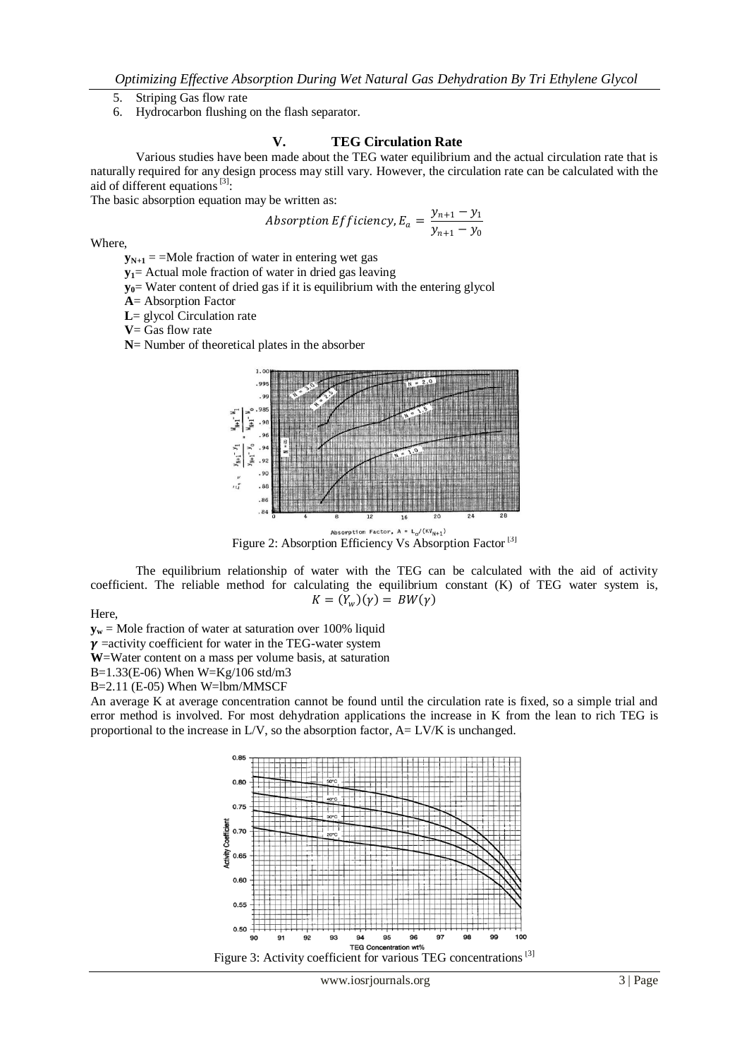5. Striping Gas flow rate
6. Hydrocarbon flushing on the flash separator.

## V. TEG Circulation Rate

Various studies have been made about the TEG water equilibrium and the actual circulation rate that is naturally required for any design process may still vary. However, the circulation rate can be calculated with the aid of different equations [3]:

The basic absorption equation may be written as:

$$Absorption\ Efficiency, E_a = \frac{y_{n+1} - y_1}{y_{n+1} - y_0}$$

Where,

- $y_{N+1}$ = =Mole fraction of water in entering wet gas
- $y_1$= Actual mole fraction of water in dried gas leaving
- $y_0$= Water content of dried gas if it is equilibrium with the entering glycol
- **A**= Absorption Factor
- **L**= glycol Circulation rate
- **V**= Gas flow rate
- **N**= Number of theoretical plates in the absorber

Figure 2: Absorption Efficiency Vs Absorption Factor [3]

The equilibrium relationship of water with the TEG can be calculated with the aid of activity coefficient. The reliable method for calculating the equilibrium constant (K) of TEG water system is,

$$K = (Y_w)(\gamma) = BW(\gamma)$$

Here,

$y_w$ = Mole fraction of water at saturation over 100% liquid

$\gamma$ =activity coefficient for water in the TEG-water system

**W**=Water content on a mass per volume basis, at saturation

B=1.33(E-06) When W=Kg/106 std/m3

B=2.11 (E-05) When W=lbm/MMSCF

An average K at average concentration cannot be found until the circulation rate is fixed, so a simple trial and error method is involved. For most dehydration applications the increase in K from the lean to rich TEG is proportional to the increase in L/V, so the absorption factor, A= LV/K is unchanged.

Figure 3: Activity coefficient for various TEG concentrations [3]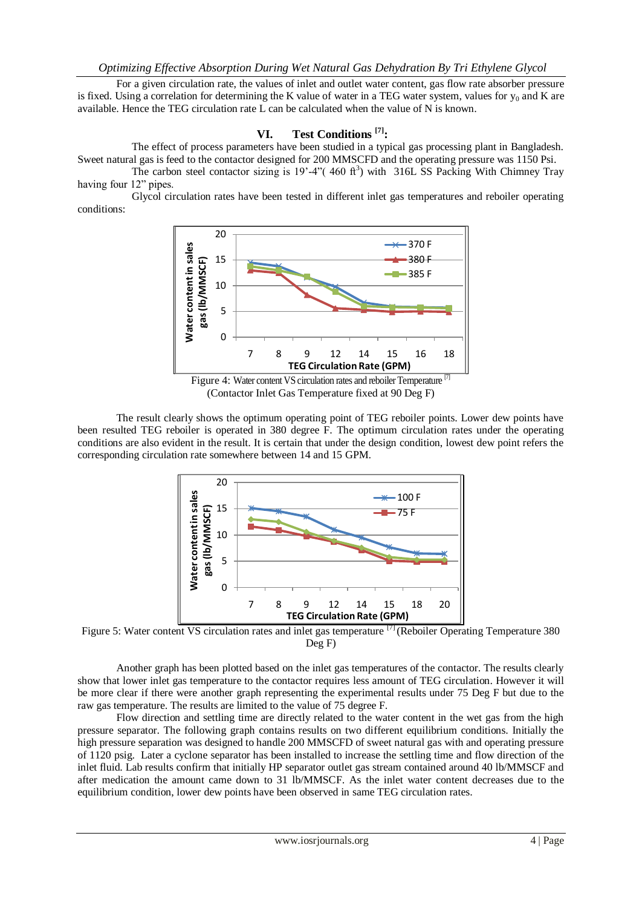For a given circulation rate, the values of inlet and outlet water content, gas flow rate absorber pressure is fixed. Using a correlation for determining the K value of water in a TEG water system, values for $y_0$ and K are available. Hence the TEG circulation rate L can be calculated when the value of N is known.

## VI. Test Conditions [7]:

The effect of process parameters have been studied in a typical gas processing plant in Bangladesh. Sweet natural gas is feed to the contactor designed for 200 MMSCFD and the operating pressure was 1150 Psi.

The carbon steel contactor sizing is 19'-4"( 460 ft$^3$) with 316L SS Packing With Chimney Tray having four 12" pipes.

Glycol circulation rates have been tested in different inlet gas temperatures and reboiler operating conditions:

Figure 4: Water content VS circulation rates and reboiler Temperature [7]
(Contactor Inlet Gas Temperature fixed at 90 Deg F)

The result clearly shows the optimum operating point of TEG reboiler points. Lower dew points have been resulted TEG reboiler is operated in 380 degree F. The optimum circulation rates under the operating conditions are also evident in the result. It is certain that under the design condition, lowest dew point refers the corresponding circulation rate somewhere between 14 and 15 GPM.

Figure 5: Water content VS circulation rates and inlet gas temperature [7] (Reboiler Operating Temperature 380 Deg F)

Another graph has been plotted based on the inlet gas temperatures of the contactor. The results clearly show that lower inlet gas temperature to the contactor requires less amount of TEG circulation. However it will be more clear if there were another graph representing the experimental results under 75 Deg F but due to the raw gas temperature. The results are limited to the value of 75 degree F.

Flow direction and settling time are directly related to the water content in the wet gas from the high pressure separator. The following graph contains results on two different equilibrium conditions. Initially the high pressure separation was designed to handle 200 MMSCFD of sweet natural gas with and operating pressure of 1120 psig. Later a cyclone separator has been installed to increase the settling time and flow direction of the inlet fluid. Lab results confirm that initially HP separator outlet gas stream contained around 40 lb/MMSCF and after medication the amount came down to 31 lb/MMSCF. As the inlet water content decreases due to the equilibrium condition, lower dew points have been observed in same TEG circulation rates.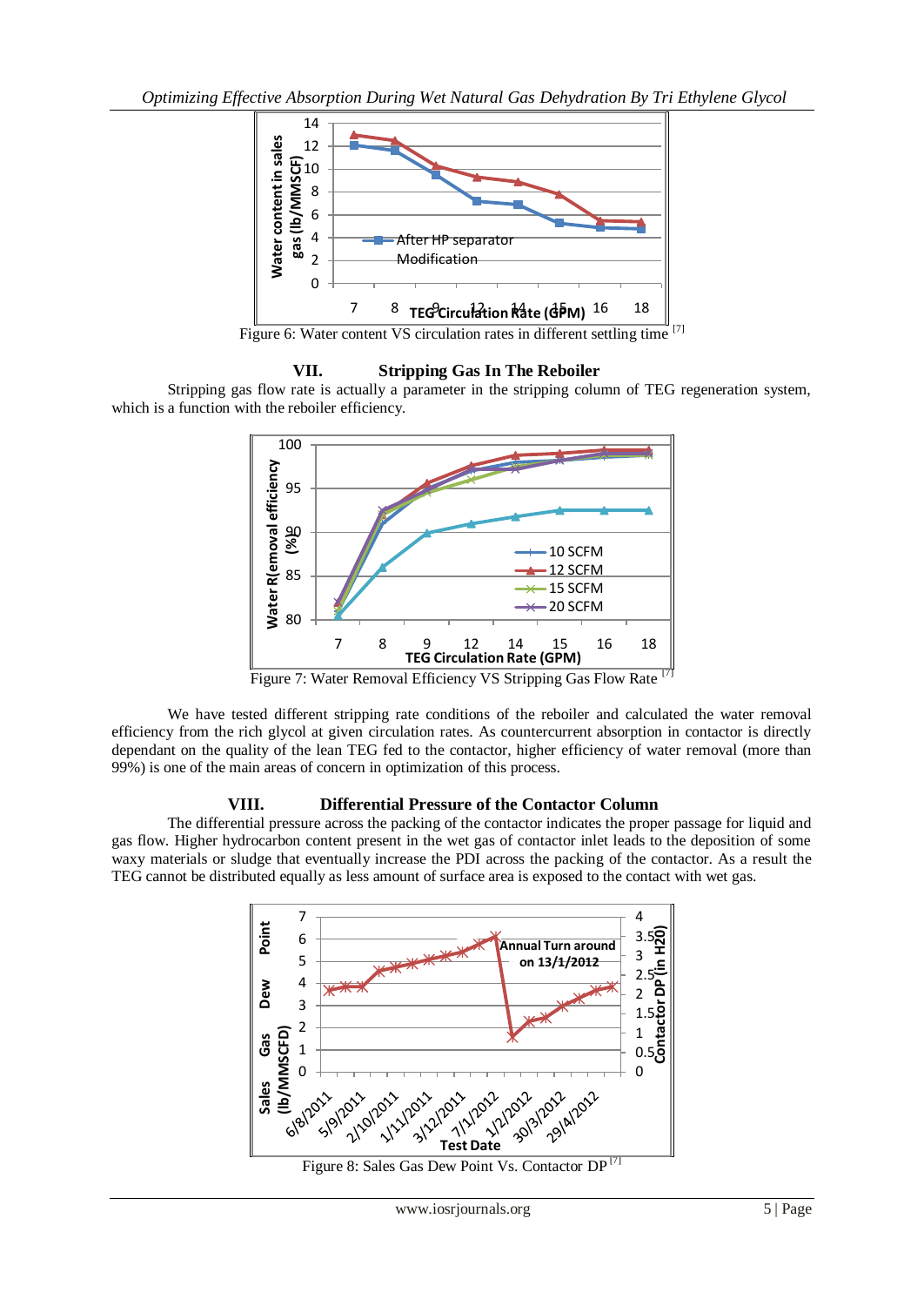Figure 6: Water content VS circulation rates in different settling time [7]

## VII. Stripping Gas In The Reboiler

Stripping gas flow rate is actually a parameter in the stripping column of TEG regeneration system, which is a function with the reboiler efficiency.

Figure 7: Water Removal Efficiency VS Stripping Gas Flow Rate [7]

We have tested different stripping rate conditions of the reboiler and calculated the water removal efficiency from the rich glycol at given circulation rates. As countercurrent absorption in contactor is directly dependant on the quality of the lean TEG fed to the contactor, higher efficiency of water removal (more than 99%) is one of the main areas of concern in optimization of this process.

## VIII. Differential Pressure of the Contactor Column

The differential pressure across the packing of the contactor indicates the proper passage for liquid and gas flow. Higher hydrocarbon content present in the wet gas of contactor inlet leads to the deposition of some waxy materials or sludge that eventually increase the PDI across the packing of the contactor. As a result the TEG cannot be distributed equally as less amount of surface area is exposed to the contact with wet gas.

Figure 8: Sales Gas Dew Point Vs. Contactor DP [7]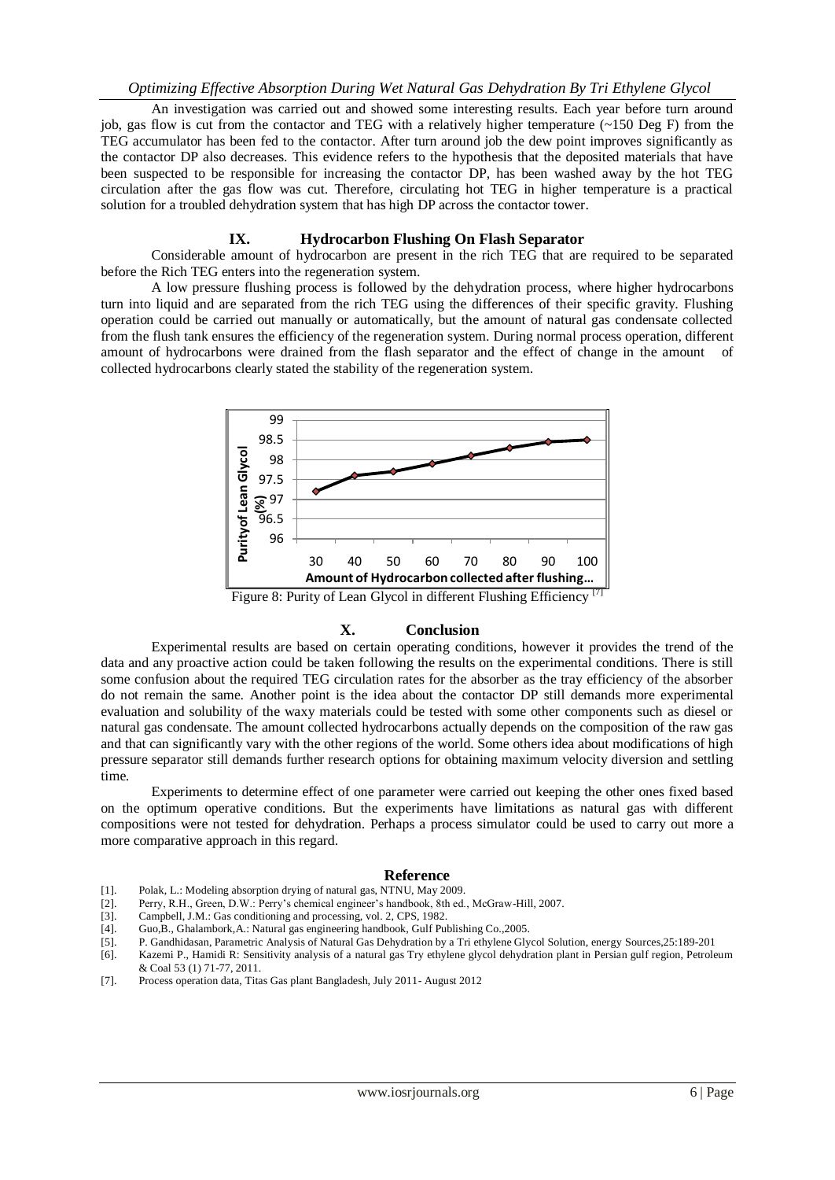An investigation was carried out and showed some interesting results. Each year before turn around job, gas flow is cut from the contactor and TEG with a relatively higher temperature (~150 Deg F) from the TEG accumulator has been fed to the contactor. After turn around job the dew point improves significantly as the contactor DP also decreases. This evidence refers to the hypothesis that the deposited materials that have been suspected to be responsible for increasing the contactor DP, has been washed away by the hot TEG circulation after the gas flow was cut. Therefore, circulating hot TEG in higher temperature is a practical solution for a troubled dehydration system that has high DP across the contactor tower.

## IX. Hydrocarbon Flushing On Flash Separator

Considerable amount of hydrocarbon are present in the rich TEG that are required to be separated before the Rich TEG enters into the regeneration system.

A low pressure flushing process is followed by the dehydration process, where higher hydrocarbons turn into liquid and are separated from the rich TEG using the differences of their specific gravity. Flushing operation could be carried out manually or automatically, but the amount of natural gas condensate collected from the flush tank ensures the efficiency of the regeneration system. During normal process operation, different amount of hydrocarbons were drained from the flash separator and the effect of change in the amount of collected hydrocarbons clearly stated the stability of the regeneration system.

Purityof Lean Glycol (%)

99
98.5
98
97.5
97
96.5
96

30 40 50 60 70 80 90 100

Amount of Hydrocarbon collected after flushing…

Figure 8: Purity of Lean Glycol in different Flushing Efficiency [7]

## X. Conclusion

Experimental results are based on certain operating conditions, however it provides the trend of the data and any proactive action could be taken following the results on the experimental conditions. There is still some confusion about the required TEG circulation rates for the absorber as the tray efficiency of the absorber do not remain the same. Another point is the idea about the contactor DP still demands more experimental evaluation and solubility of the waxy materials could be tested with some other components such as diesel or natural gas condensate. The amount collected hydrocarbons actually depends on the composition of the raw gas and that can significantly vary with the other regions of the world. Some others idea about modifications of high pressure separator still demands further research options for obtaining maximum velocity diversion and settling time.

Experiments to determine effect of one parameter were carried out keeping the other ones fixed based on the optimum operative conditions. But the experiments have limitations as natural gas with different compositions were not tested for dehydration. Perhaps a process simulator could be used to carry out more a more comparative approach in this regard.

## Reference

[1]. Polak, L.: Modeling absorption drying of natural gas, NTNU, May 2009.
[2]. Perry, R.H., Green, D.W.: Perry's chemical engineer's handbook, 8th ed., McGraw-Hill, 2007.
[3]. Campbell, J.M.: Gas conditioning and processing, vol. 2, CPS, 1982.
[4]. Guo,B., Ghalambork,A.: Natural gas engineering handbook, Gulf Publishing Co.,2005.
[5]. P. Gandhidasan, Parametric Analysis of Natural Gas Dehydration by a Tri ethylene Glycol Solution, energy Sources,25:189-201
[6]. Kazemi P., Hamidi R: Sensitivity analysis of a natural gas Try ethylene glycol dehydration plant in Persian gulf region, Petroleum & Coal 53 (1) 71-77, 2011.
[7]. Process operation data, Titas Gas plant Bangladesh, July 2011- August 2012